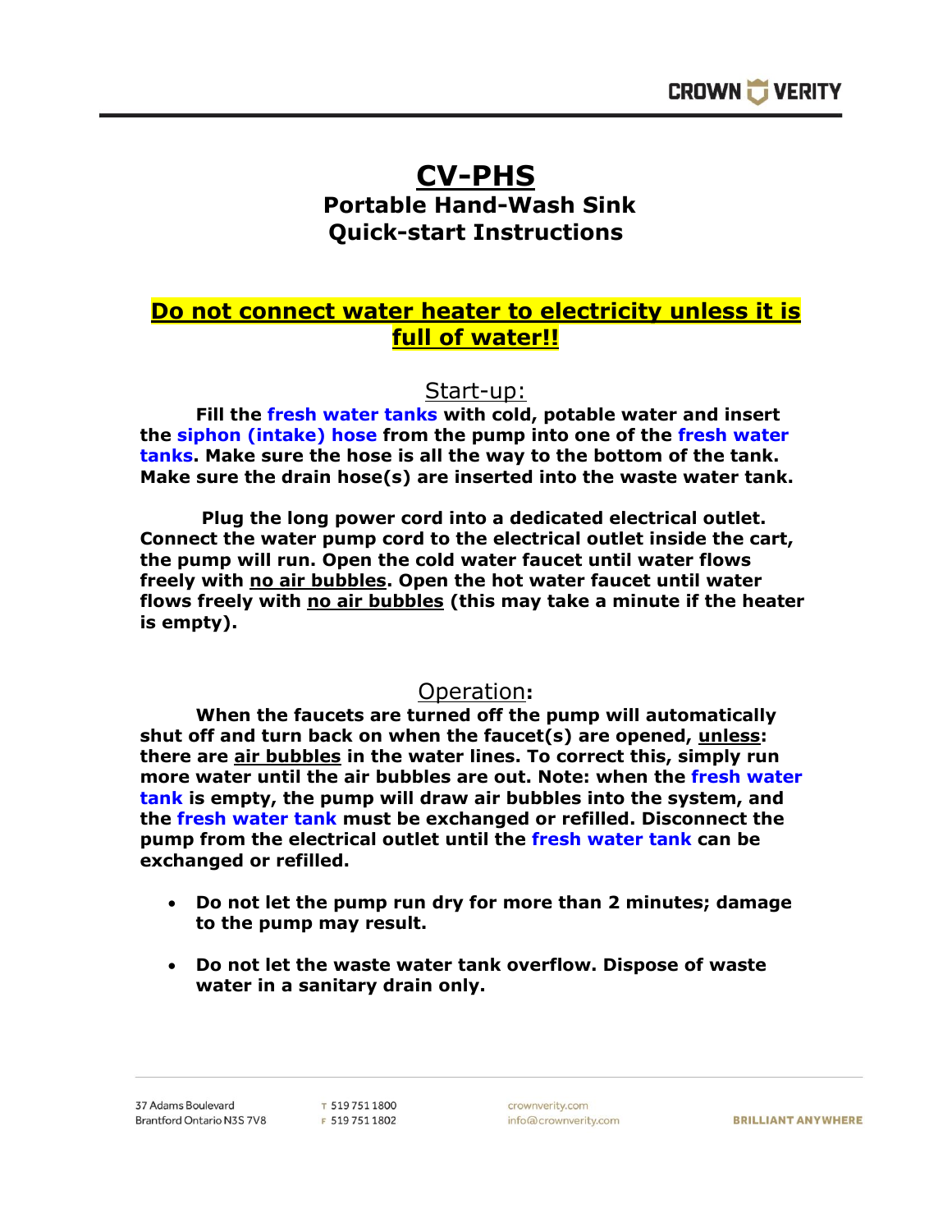# CV-PHS

## Portable Hand-Wash Sink Quick-start Instructions

**Do not connect water heater to electricity unless it is full of water!!**

## Start-up:

**Fill the fresh water tanks with cold, potable water and insert the siphon (intake) hose from the pump into one of the fresh water tanks. Make sure the hose is all the way to the bottom of the tank. Make sure the drain hose(s) are inserted into the waste water tank.**

**Plug the long power cord into a dedicated electrical outlet. Connect the water pump cord to the electrical outlet inside the cart, the pump will run. Open the cold water faucet until water flows freely with no air bubbles. Open the hot water faucet until water flows freely with no air bubbles (this may take a minute if the heater is empty).**

## Operation:

**When the faucets are turned off the pump will automatically shut off and turn back on when the faucet(s) are opened, unless: there are air bubbles in the water lines. To correct this, simply run more water until the air bubbles are out. Note: when the fresh water tank is empty, the pump will draw air bubbles into the system, and the fresh water tank must be exchanged or refilled. Disconnect the pump from the electrical outlet until the fresh water tank can be exchanged or refilled.**

- **Do not let the pump run dry for more than 2 minutes; damage to the pump may result.**
- **Do not let the waste water tank overflow. Dispose of waste water in a sanitary drain only.**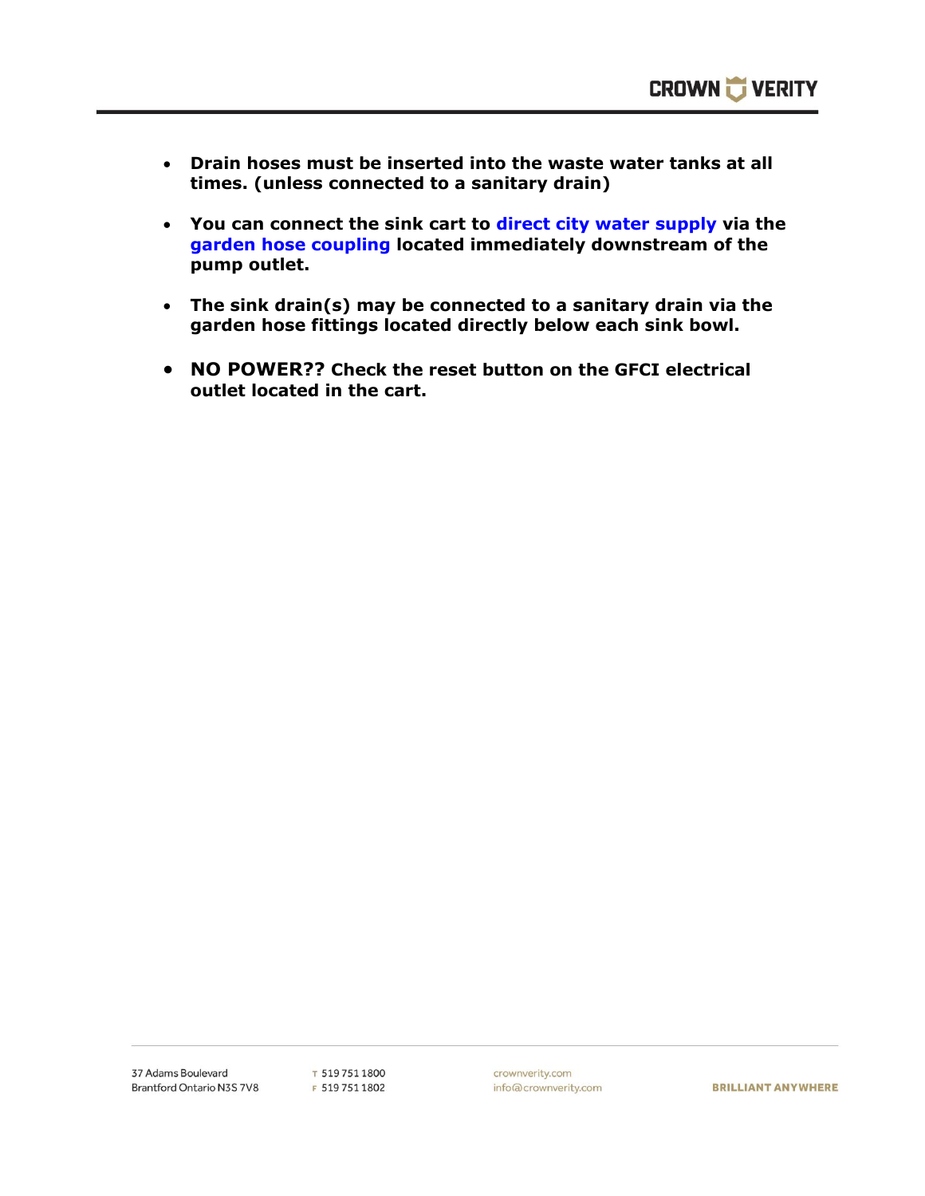- **Drain hoses must be inserted into the waste water tanks at all times. (unless connected to a sanitary drain)**

- **You can connect the sink cart to direct city water supply via the garden hose coupling located immediately downstream of the pump outlet.**

- **The sink drain(s) may be connected to a sanitary drain via the garden hose fittings located directly below each sink bowl.**

- **NO POWER?? Check the reset button on the GFCI electrical outlet located in the cart.**